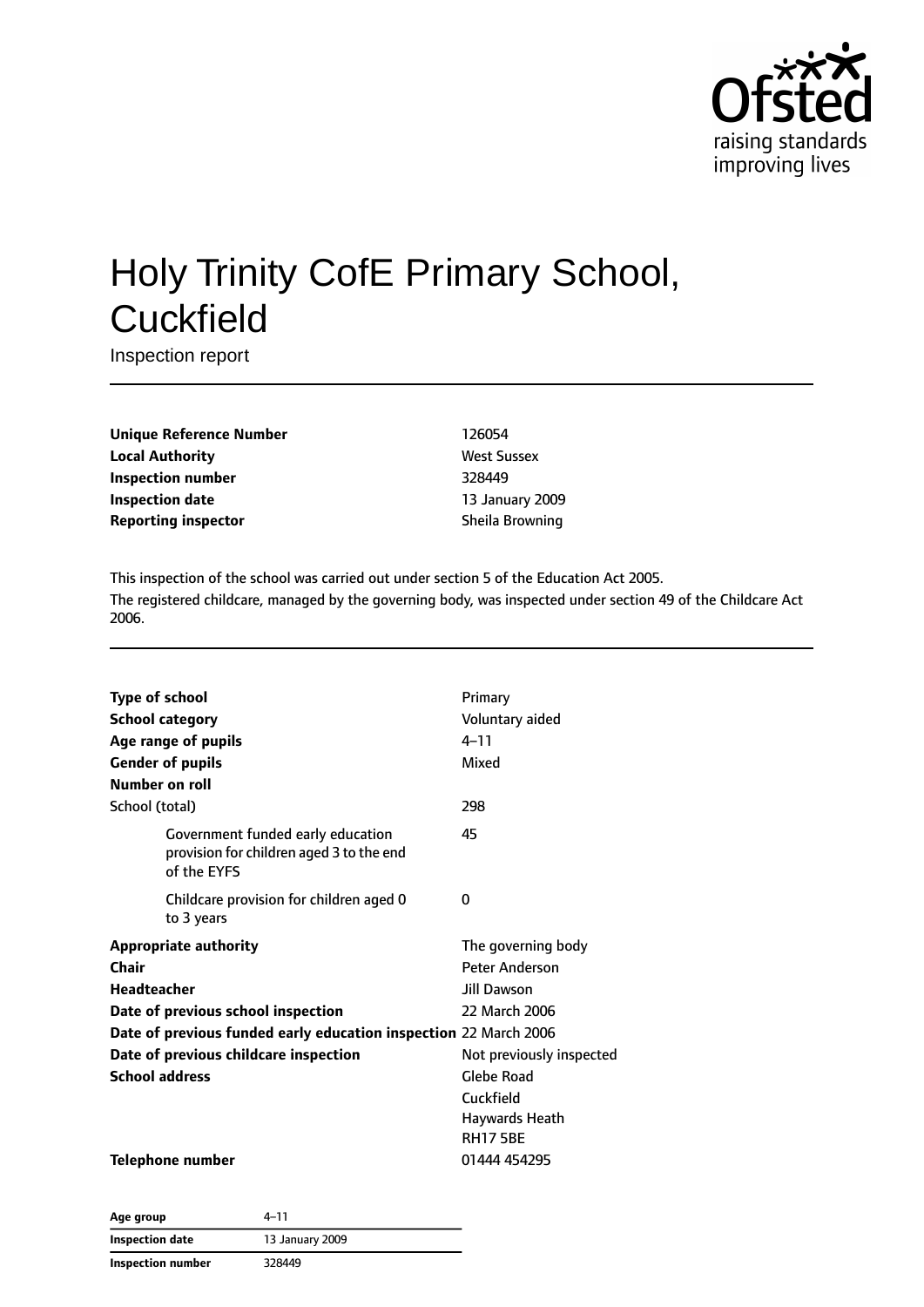# Holy Trinity CofE Primary School, Cuckfield

Inspection report

| | |
|---|---|
| **Unique Reference Number** | 126054 |
| **Local Authority** | West Sussex |
| **Inspection number** | 328449 |
| **Inspection date** | 13 January 2009 |
| **Reporting inspector** | Sheila Browning |

This inspection of the school was carried out under section 5 of the Education Act 2005.

The registered childcare, managed by the governing body, was inspected under section 49 of the Childcare Act 2006.

| | |
|---|---|
| **Type of school** | Primary |
| **School category** | Voluntary aided |
| **Age range of pupils** | 4–11 |
| **Gender of pupils** | Mixed |
| **Number on roll** | |
| School (total) | 298 |
| Government funded early education provision for children aged 3 to the end of the EYFS | 45 |
| Childcare provision for children aged 0 to 3 years | 0 |
| **Appropriate authority** | The governing body |
| **Chair** | Peter Anderson |
| **Headteacher** | Jill Dawson |
| **Date of previous school inspection** | 22 March 2006 |
| **Date of previous funded early education inspection** | 22 March 2006 |
| **Date of previous childcare inspection** | Not previously inspected |
| **School address** | Glebe Road<br>Cuckfield<br>Haywards Heath<br>RH17 5BE |
| **Telephone number** | 01444 454295 |

| | |
|---|---|
| **Age group** | 4–11 |
| **Inspection date** | 13 January 2009 |
| **Inspection number** | 328449 |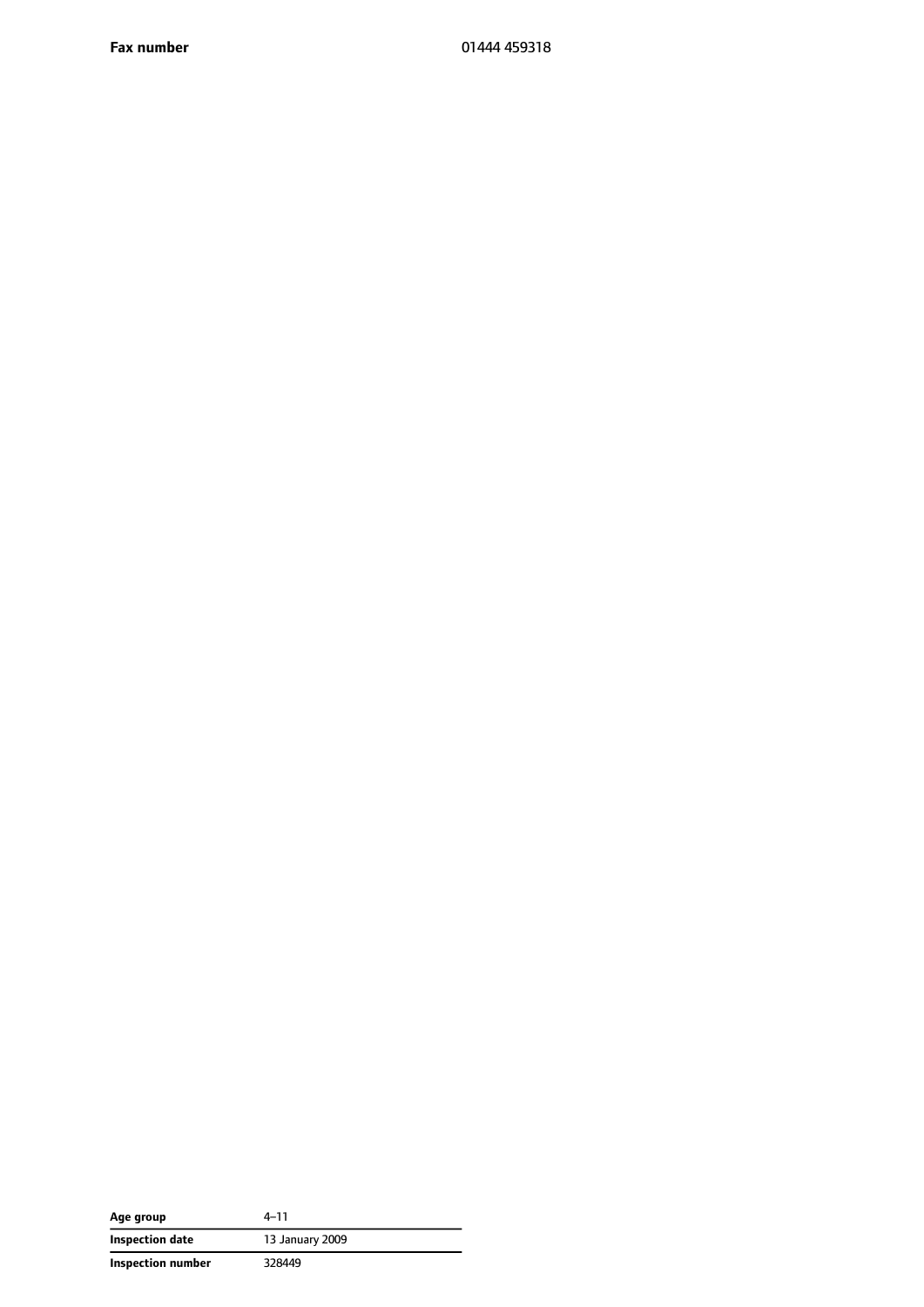| **Fax number** | 01444 459318 |
| --- | --- |

| **Age group** | 4–11 |
| --- | --- |
| **Inspection date** | 13 January 2009 |
| **Inspection number** | 328449 |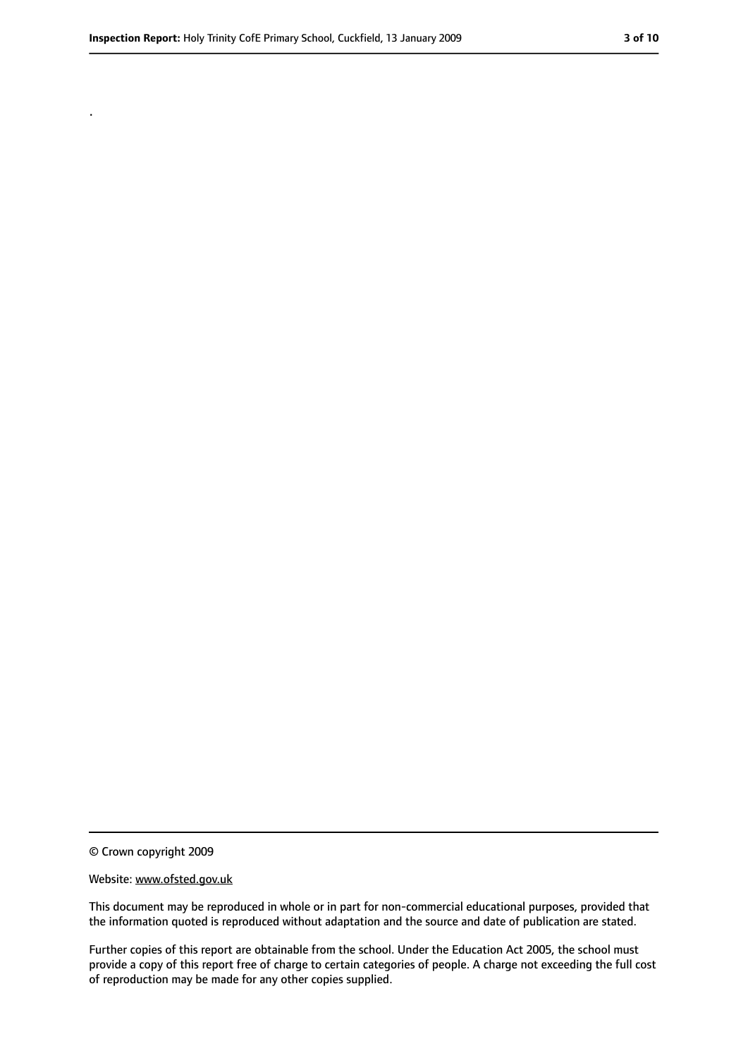.

© Crown copyright 2009

Website: www.ofsted.gov.uk

This document may be reproduced in whole or in part for non-commercial educational purposes, provided that the information quoted is reproduced without adaptation and the source and date of publication are stated.

Further copies of this report are obtainable from the school. Under the Education Act 2005, the school must provide a copy of this report free of charge to certain categories of people. A charge not exceeding the full cost of reproduction may be made for any other copies supplied.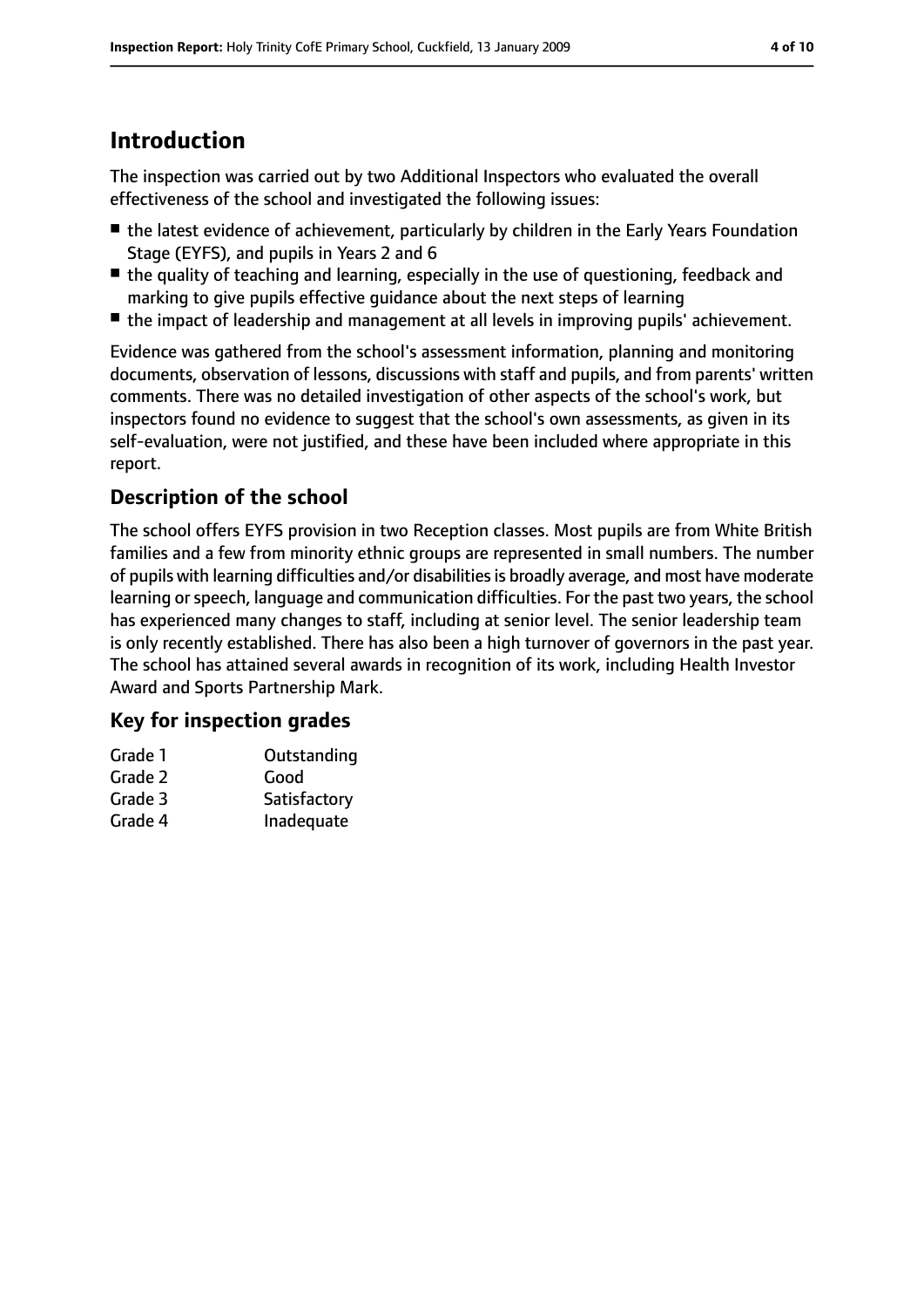# Introduction

The inspection was carried out by two Additional Inspectors who evaluated the overall effectiveness of the school and investigated the following issues:

- the latest evidence of achievement, particularly by children in the Early Years Foundation Stage (EYFS), and pupils in Years 2 and 6
- the quality of teaching and learning, especially in the use of questioning, feedback and marking to give pupils effective guidance about the next steps of learning
- the impact of leadership and management at all levels in improving pupils' achievement.

Evidence was gathered from the school's assessment information, planning and monitoring documents, observation of lessons, discussions with staff and pupils, and from parents' written comments. There was no detailed investigation of other aspects of the school's work, but inspectors found no evidence to suggest that the school's own assessments, as given in its self-evaluation, were not justified, and these have been included where appropriate in this report.

## Description of the school

The school offers EYFS provision in two Reception classes. Most pupils are from White British families and a few from minority ethnic groups are represented in small numbers. The number of pupils with learning difficulties and/or disabilities is broadly average, and most have moderate learning or speech, language and communication difficulties. For the past two years, the school has experienced many changes to staff, including at senior level. The senior leadership team is only recently established. There has also been a high turnover of governors in the past year. The school has attained several awards in recognition of its work, including Health Investor Award and Sports Partnership Mark.

## Key for inspection grades

| | |
|---|---|
| Grade 1 | Outstanding |
| Grade 2 | Good |
| Grade 3 | Satisfactory |
| Grade 4 | Inadequate |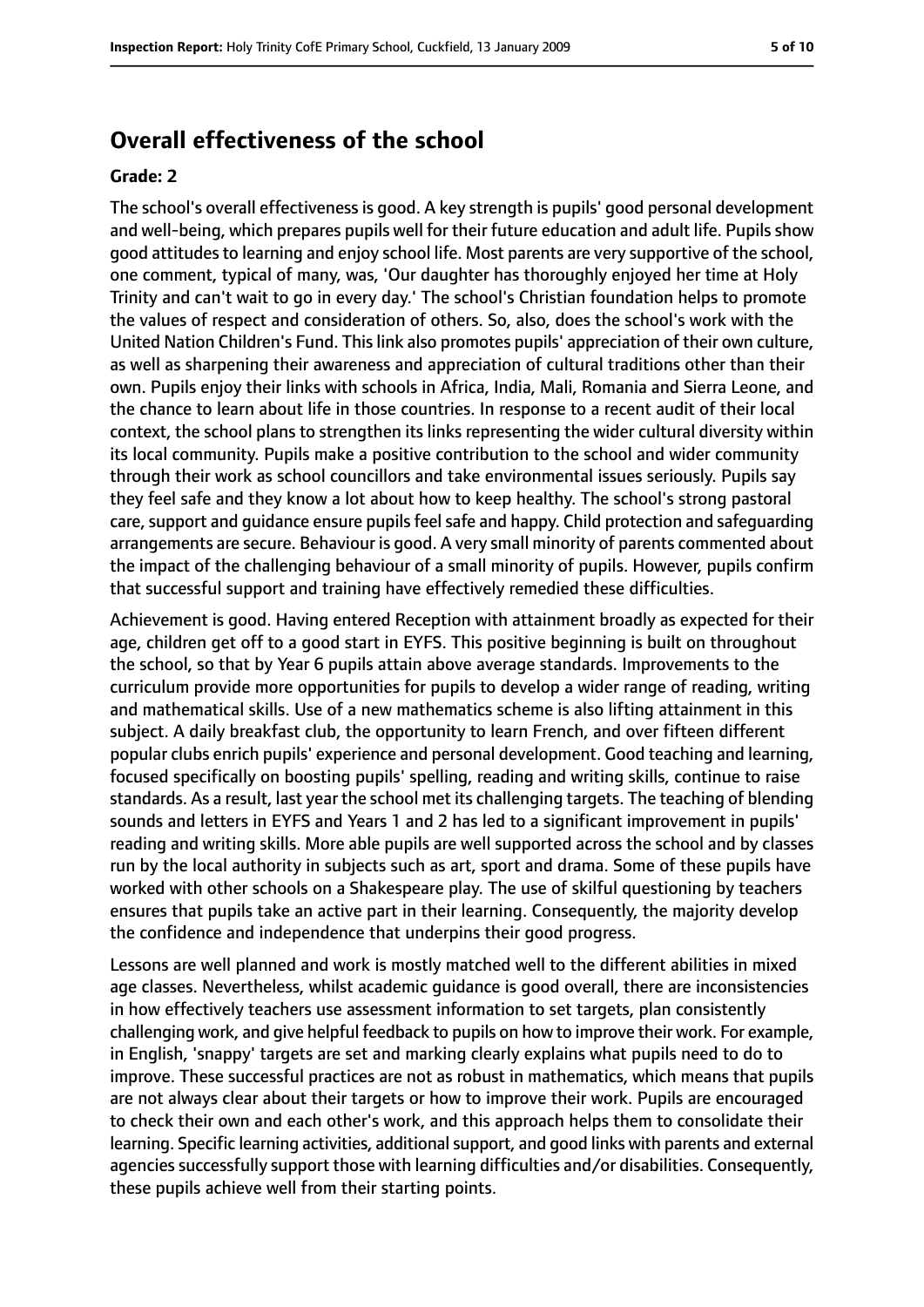## Overall effectiveness of the school

### Grade: 2

The school's overall effectiveness is good. A key strength is pupils' good personal development and well-being, which prepares pupils well for their future education and adult life. Pupils show good attitudes to learning and enjoy school life. Most parents are very supportive of the school, one comment, typical of many, was, 'Our daughter has thoroughly enjoyed her time at Holy Trinity and can't wait to go in every day.' The school's Christian foundation helps to promote the values of respect and consideration of others. So, also, does the school's work with the United Nation Children's Fund. This link also promotes pupils' appreciation of their own culture, as well as sharpening their awareness and appreciation of cultural traditions other than their own. Pupils enjoy their links with schools in Africa, India, Mali, Romania and Sierra Leone, and the chance to learn about life in those countries. In response to a recent audit of their local context, the school plans to strengthen its links representing the wider cultural diversity within its local community. Pupils make a positive contribution to the school and wider community through their work as school councillors and take environmental issues seriously. Pupils say they feel safe and they know a lot about how to keep healthy. The school's strong pastoral care, support and guidance ensure pupils feel safe and happy. Child protection and safeguarding arrangements are secure. Behaviour is good. A very small minority of parents commented about the impact of the challenging behaviour of a small minority of pupils. However, pupils confirm that successful support and training have effectively remedied these difficulties.

Achievement is good. Having entered Reception with attainment broadly as expected for their age, children get off to a good start in EYFS. This positive beginning is built on throughout the school, so that by Year 6 pupils attain above average standards. Improvements to the curriculum provide more opportunities for pupils to develop a wider range of reading, writing and mathematical skills. Use of a new mathematics scheme is also lifting attainment in this subject. A daily breakfast club, the opportunity to learn French, and over fifteen different popular clubs enrich pupils' experience and personal development. Good teaching and learning, focused specifically on boosting pupils' spelling, reading and writing skills, continue to raise standards. As a result, last year the school met its challenging targets. The teaching of blending sounds and letters in EYFS and Years 1 and 2 has led to a significant improvement in pupils' reading and writing skills. More able pupils are well supported across the school and by classes run by the local authority in subjects such as art, sport and drama. Some of these pupils have worked with other schools on a Shakespeare play. The use of skilful questioning by teachers ensures that pupils take an active part in their learning. Consequently, the majority develop the confidence and independence that underpins their good progress.

Lessons are well planned and work is mostly matched well to the different abilities in mixed age classes. Nevertheless, whilst academic guidance is good overall, there are inconsistencies in how effectively teachers use assessment information to set targets, plan consistently challenging work, and give helpful feedback to pupils on how to improve their work. For example, in English, 'snappy' targets are set and marking clearly explains what pupils need to do to improve. These successful practices are not as robust in mathematics, which means that pupils are not always clear about their targets or how to improve their work. Pupils are encouraged to check their own and each other's work, and this approach helps them to consolidate their learning. Specific learning activities, additional support, and good links with parents and external agencies successfully support those with learning difficulties and/or disabilities. Consequently, these pupils achieve well from their starting points.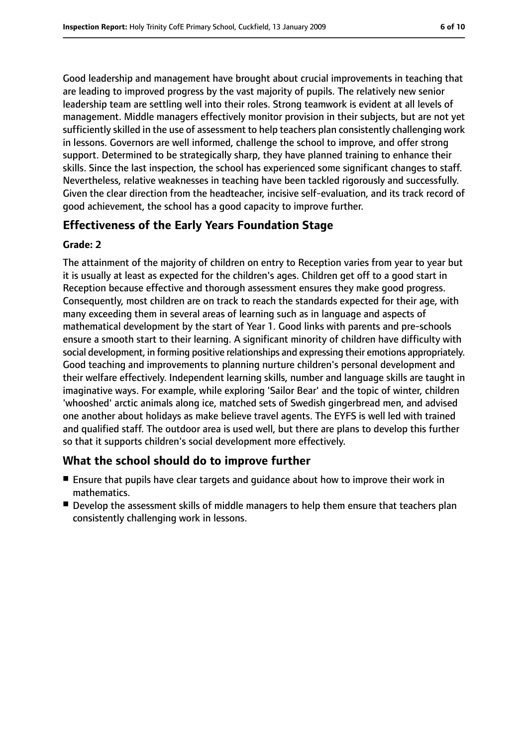Good leadership and management have brought about crucial improvements in teaching that are leading to improved progress by the vast majority of pupils. The relatively new senior leadership team are settling well into their roles. Strong teamwork is evident at all levels of management. Middle managers effectively monitor provision in their subjects, but are not yet sufficiently skilled in the use of assessment to help teachers plan consistently challenging work in lessons. Governors are well informed, challenge the school to improve, and offer strong support. Determined to be strategically sharp, they have planned training to enhance their skills. Since the last inspection, the school has experienced some significant changes to staff. Nevertheless, relative weaknesses in teaching have been tackled rigorously and successfully. Given the clear direction from the headteacher, incisive self-evaluation, and its track record of good achievement, the school has a good capacity to improve further.

## Effectiveness of the Early Years Foundation Stage

#### Grade: 2

The attainment of the majority of children on entry to Reception varies from year to year but it is usually at least as expected for the children's ages. Children get off to a good start in Reception because effective and thorough assessment ensures they make good progress. Consequently, most children are on track to reach the standards expected for their age, with many exceeding them in several areas of learning such as in language and aspects of mathematical development by the start of Year 1. Good links with parents and pre-schools ensure a smooth start to their learning. A significant minority of children have difficulty with social development, in forming positive relationships and expressing their emotions appropriately. Good teaching and improvements to planning nurture children's personal development and their welfare effectively. Independent learning skills, number and language skills are taught in imaginative ways. For example, while exploring 'Sailor Bear' and the topic of winter, children 'whooshed' arctic animals along ice, matched sets of Swedish gingerbread men, and advised one another about holidays as make believe travel agents. The EYFS is well led with trained and qualified staff. The outdoor area is used well, but there are plans to develop this further so that it supports children's social development more effectively.

## What the school should do to improve further

- Ensure that pupils have clear targets and guidance about how to improve their work in mathematics.
- Develop the assessment skills of middle managers to help them ensure that teachers plan consistently challenging work in lessons.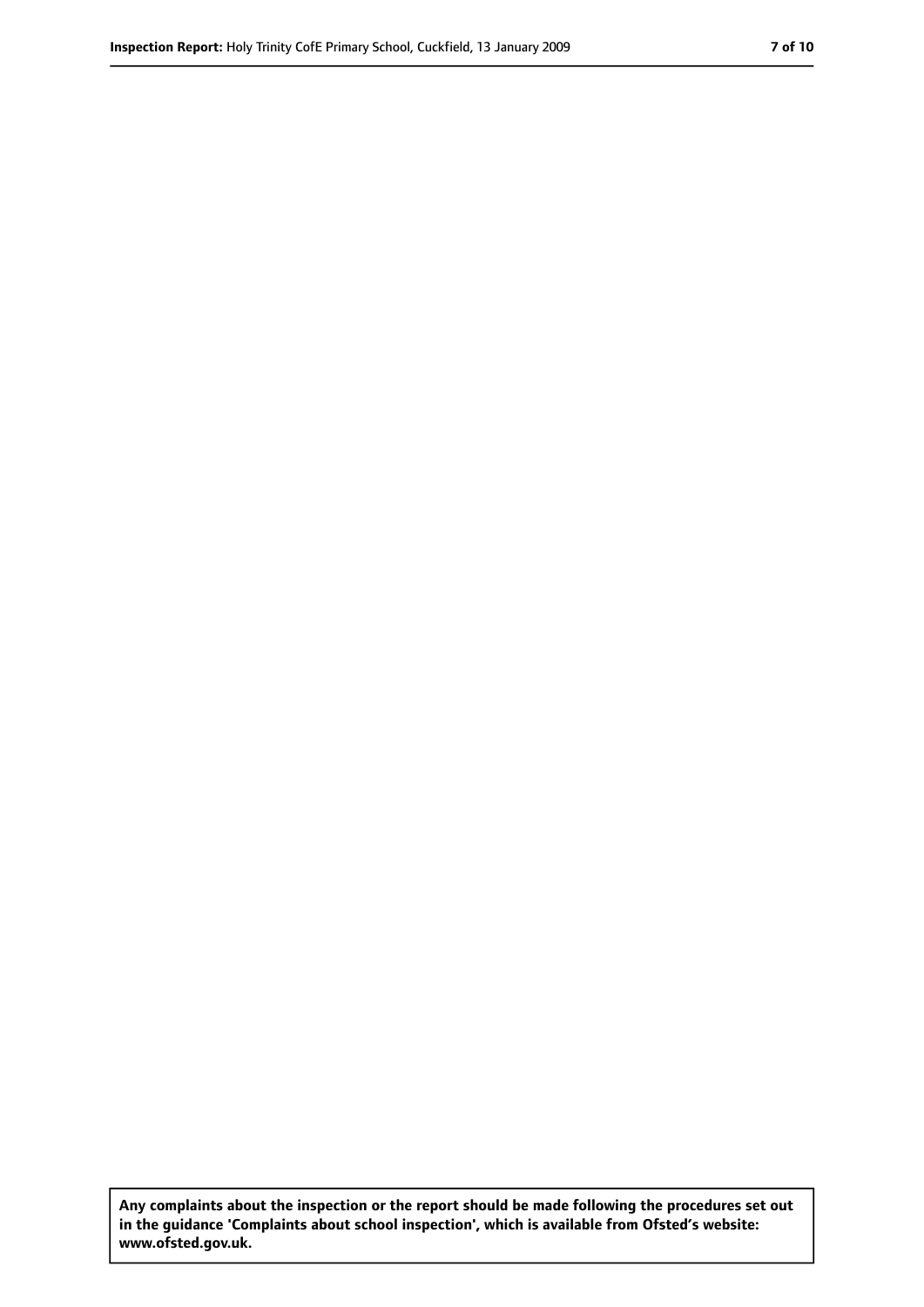**Any complaints about the inspection or the report should be made following the procedures set out in the guidance 'Complaints about school inspection', which is available from Ofsted's website: www.ofsted.gov.uk.**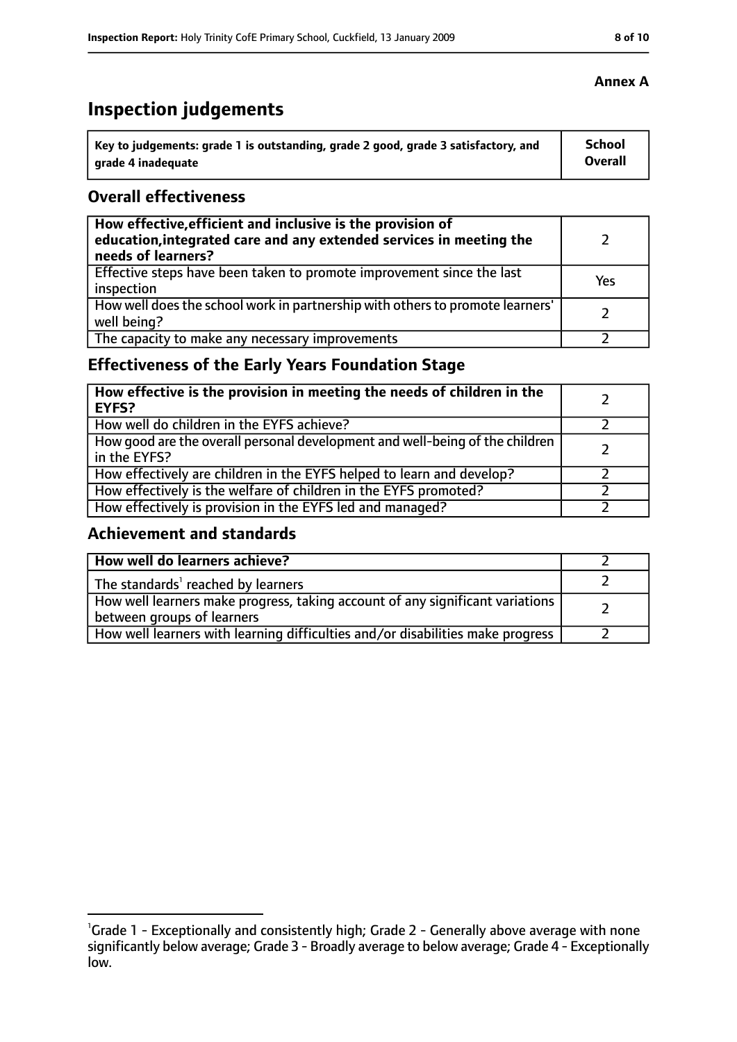**Annex A**

# Inspection judgements

| Key to judgements: grade 1 is outstanding, grade 2 good, grade 3 satisfactory, and grade 4 inadequate | School Overall |
|---|---|

## Overall effectiveness

| | |
|---|---|
| **How effective, efficient and inclusive is the provision of education, integrated care and any extended services in meeting the needs of learners?** | 2 |
| Effective steps have been taken to promote improvement since the last inspection | Yes |
| How well does the school work in partnership with others to promote learners' well being? | 2 |
| The capacity to make any necessary improvements | 2 |

## Effectiveness of the Early Years Foundation Stage

| | |
|---|---|
| **How effective is the provision in meeting the needs of children in the EYFS?** | 2 |
| How well do children in the EYFS achieve? | 2 |
| How good are the overall personal development and well-being of the children in the EYFS? | 2 |
| How effectively are children in the EYFS helped to learn and develop? | 2 |
| How effectively is the welfare of children in the EYFS promoted? | 2 |
| How effectively is provision in the EYFS led and managed? | 2 |

## Achievement and standards

| | |
|---|---|
| **How well do learners achieve?** | 2 |
| The standards[1] reached by learners | 2 |
| How well learners make progress, taking account of any significant variations between groups of learners | 2 |
| How well learners with learning difficulties and/or disabilities make progress | 2 |

[1] Grade 1 - Exceptionally and consistently high; Grade 2 - Generally above average with none significantly below average; Grade 3 - Broadly average to below average; Grade 4 - Exceptionally low.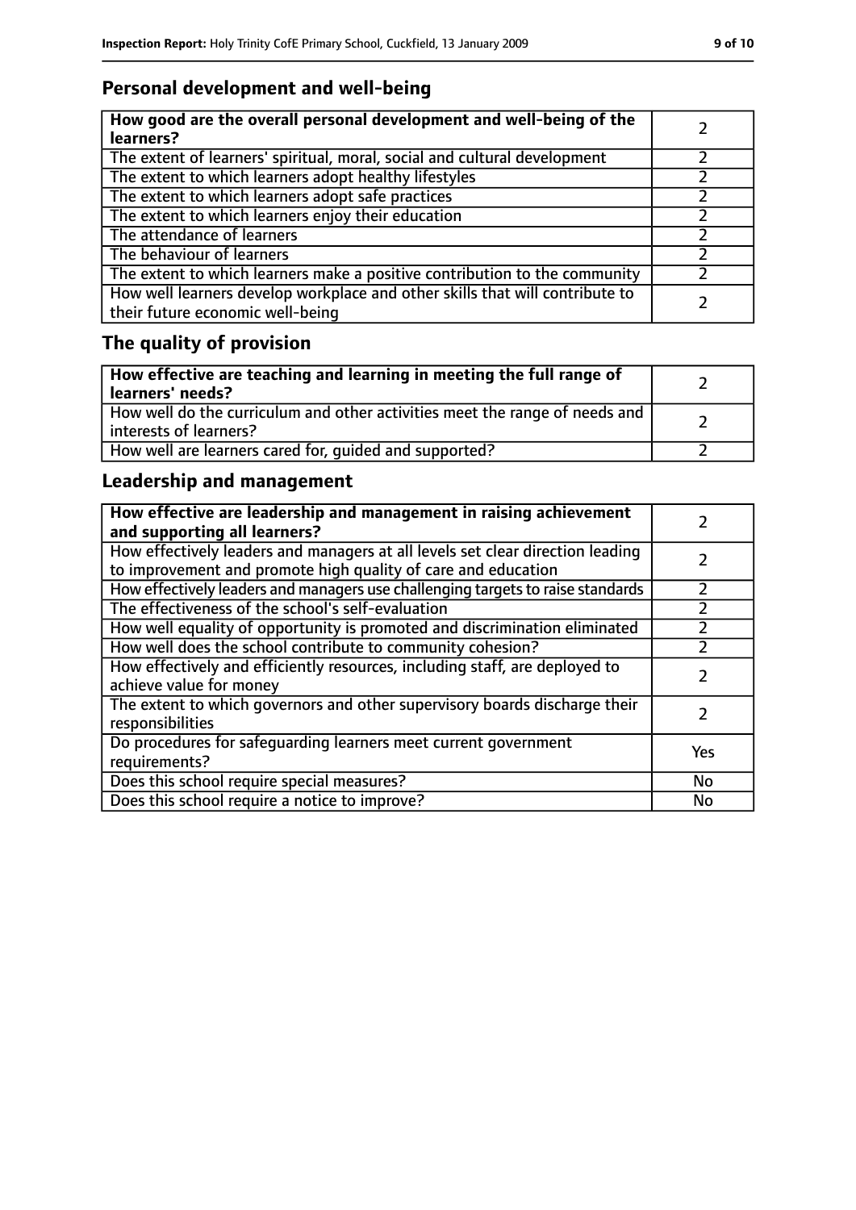## Personal development and well-being

| **How good are the overall personal development and well-being of the learners?** | 2 |
|---|---|
| The extent of learners' spiritual, moral, social and cultural development | 2 |
| The extent to which learners adopt healthy lifestyles | 2 |
| The extent to which learners adopt safe practices | 2 |
| The extent to which learners enjoy their education | 2 |
| The attendance of learners | 2 |
| The behaviour of learners | 2 |
| The extent to which learners make a positive contribution to the community | 2 |
| How well learners develop workplace and other skills that will contribute to their future economic well-being | 2 |

## The quality of provision

| **How effective are teaching and learning in meeting the full range of learners' needs?** | 2 |
|---|---|
| How well do the curriculum and other activities meet the range of needs and interests of learners? | 2 |
| How well are learners cared for, guided and supported? | 2 |

## Leadership and management

| **How effective are leadership and management in raising achievement and supporting all learners?** | 2 |
|---|---|
| How effectively leaders and managers at all levels set clear direction leading to improvement and promote high quality of care and education | 2 |
| How effectively leaders and managers use challenging targets to raise standards | 2 |
| The effectiveness of the school's self-evaluation | 2 |
| How well equality of opportunity is promoted and discrimination eliminated | 2 |
| How well does the school contribute to community cohesion? | 2 |
| How effectively and efficiently resources, including staff, are deployed to achieve value for money | 2 |
| The extent to which governors and other supervisory boards discharge their responsibilities | 2 |
| Do procedures for safeguarding learners meet current government requirements? | Yes |
| Does this school require special measures? | No |
| Does this school require a notice to improve? | No |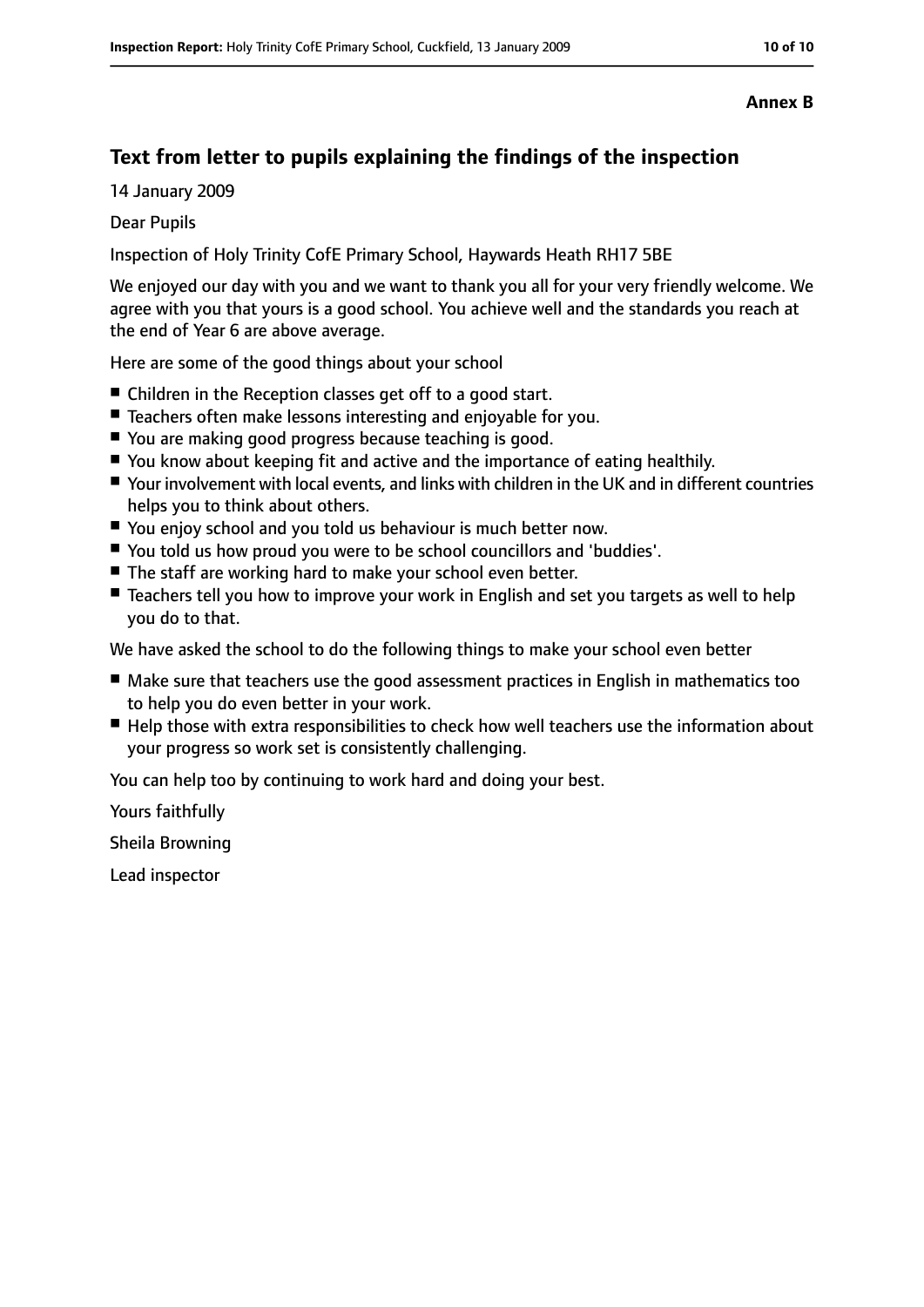**Annex B**

## Text from letter to pupils explaining the findings of the inspection

14 January 2009

Dear Pupils

Inspection of Holy Trinity CofE Primary School, Haywards Heath RH17 5BE

We enjoyed our day with you and we want to thank you all for your very friendly welcome. We agree with you that yours is a good school. You achieve well and the standards you reach at the end of Year 6 are above average.

Here are some of the good things about your school

- Children in the Reception classes get off to a good start.
- Teachers often make lessons interesting and enjoyable for you.
- You are making good progress because teaching is good.
- You know about keeping fit and active and the importance of eating healthily.
- Your involvement with local events, and links with children in the UK and in different countries helps you to think about others.
- You enjoy school and you told us behaviour is much better now.
- You told us how proud you were to be school councillors and 'buddies'.
- The staff are working hard to make your school even better.
- Teachers tell you how to improve your work in English and set you targets as well to help you do to that.

We have asked the school to do the following things to make your school even better

- Make sure that teachers use the good assessment practices in English in mathematics too to help you do even better in your work.
- Help those with extra responsibilities to check how well teachers use the information about your progress so work set is consistently challenging.

You can help too by continuing to work hard and doing your best.

Yours faithfully

Sheila Browning

Lead inspector